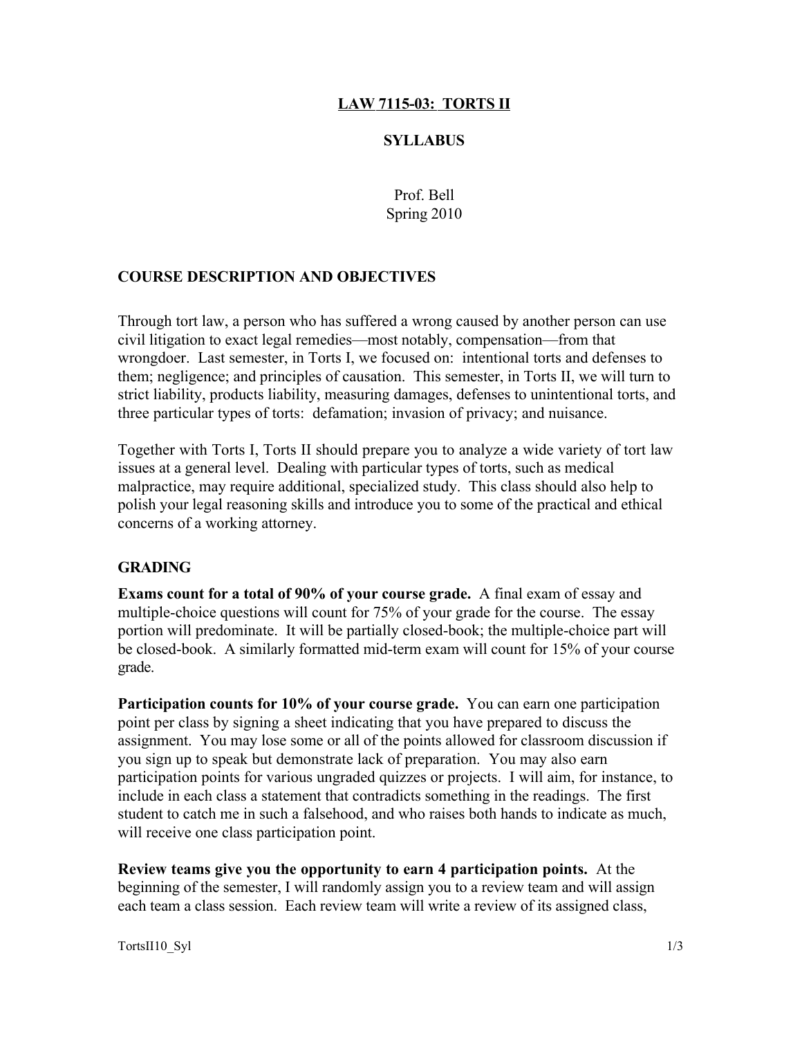# LAW 7115-03: TORTS II

## SYLLABUS

Prof. Bell
Spring 2010

## COURSE DESCRIPTION AND OBJECTIVES

Through tort law, a person who has suffered a wrong caused by another person can use civil litigation to exact legal remedies—most notably, compensation—from that wrongdoer. Last semester, in Torts I, we focused on: intentional torts and defenses to them; negligence; and principles of causation. This semester, in Torts II, we will turn to strict liability, products liability, measuring damages, defenses to unintentional torts, and three particular types of torts: defamation; invasion of privacy; and nuisance.

Together with Torts I, Torts II should prepare you to analyze a wide variety of tort law issues at a general level. Dealing with particular types of torts, such as medical malpractice, may require additional, specialized study. This class should also help to polish your legal reasoning skills and introduce you to some of the practical and ethical concerns of a working attorney.

## GRADING

**Exams count for a total of 90% of your course grade.** A final exam of essay and multiple-choice questions will count for 75% of your grade for the course. The essay portion will predominate. It will be partially closed-book; the multiple-choice part will be closed-book. A similarly formatted mid-term exam will count for 15% of your course grade.

**Participation counts for 10% of your course grade.** You can earn one participation point per class by signing a sheet indicating that you have prepared to discuss the assignment. You may lose some or all of the points allowed for classroom discussion if you sign up to speak but demonstrate lack of preparation. You may also earn participation points for various ungraded quizzes or projects. I will aim, for instance, to include in each class a statement that contradicts something in the readings. The first student to catch me in such a falsehood, and who raises both hands to indicate as much, will receive one class participation point.

**Review teams give you the opportunity to earn 4 participation points.** At the beginning of the semester, I will randomly assign you to a review team and will assign each team a class session. Each review team will write a review of its assigned class,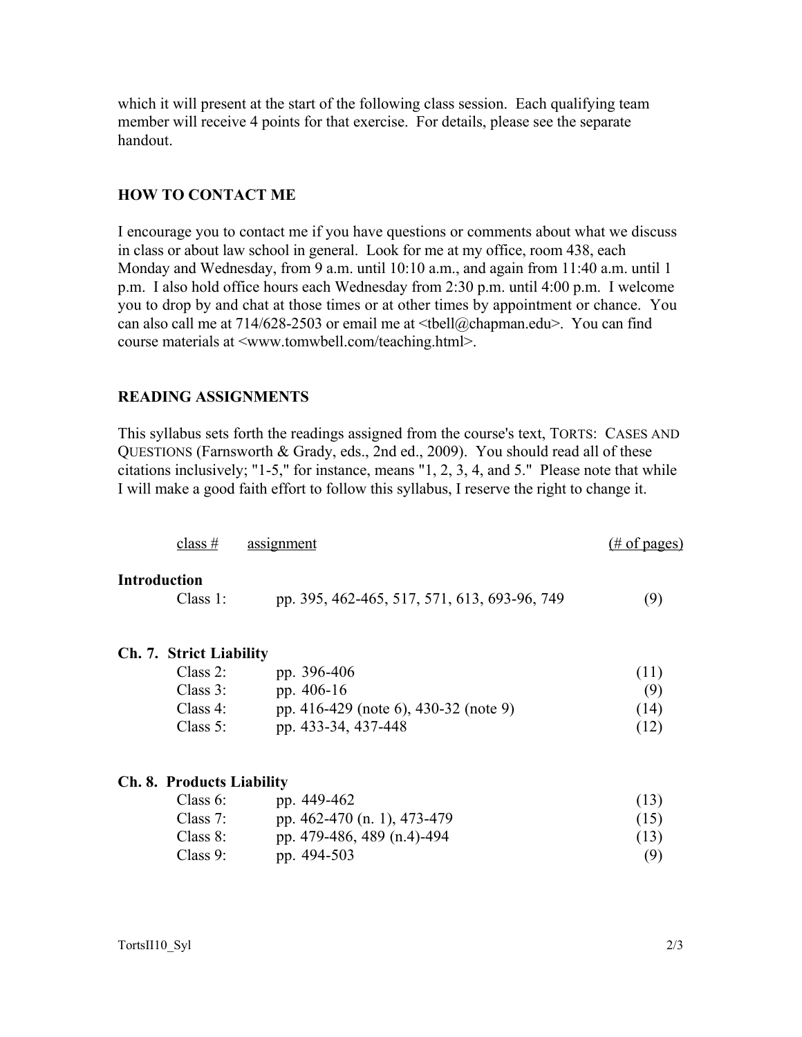which it will present at the start of the following class session. Each qualifying team member will receive 4 points for that exercise. For details, please see the separate handout.

## HOW TO CONTACT ME

I encourage you to contact me if you have questions or comments about what we discuss in class or about law school in general. Look for me at my office, room 438, each Monday and Wednesday, from 9 a.m. until 10:10 a.m., and again from 11:40 a.m. until 1 p.m. I also hold office hours each Wednesday from 2:30 p.m. until 4:00 p.m. I welcome you to drop by and chat at those times or at other times by appointment or chance. You can also call me at 714/628-2503 or email me at <tbell@chapman.edu>. You can find course materials at <www.tomwbell.com/teaching.html>.

## READING ASSIGNMENTS

This syllabus sets forth the readings assigned from the course's text, TORTS: CASES AND QUESTIONS (Farnsworth & Grady, eds., 2nd ed., 2009). You should read all of these citations inclusively; "1-5," for instance, means "1, 2, 3, 4, and 5." Please note that while I will make a good faith effort to follow this syllabus, I reserve the right to change it.

| class # | assignment | (# of pages) |
|---|---|---|
| **Introduction** | | |
| Class 1: | pp. 395, 462-465, 517, 571, 613, 693-96, 749 | (9) |
| **Ch. 7. Strict Liability** | | |
| Class 2: | pp. 396-406 | (11) |
| Class 3: | pp. 406-16 | (9) |
| Class 4: | pp. 416-429 (note 6), 430-32 (note 9) | (14) |
| Class 5: | pp. 433-34, 437-448 | (12) |
| **Ch. 8. Products Liability** | | |
| Class 6: | pp. 449-462 | (13) |
| Class 7: | pp. 462-470 (n. 1), 473-479 | (15) |
| Class 8: | pp. 479-486, 489 (n.4)-494 | (13) |
| Class 9: | pp. 494-503 | (9) |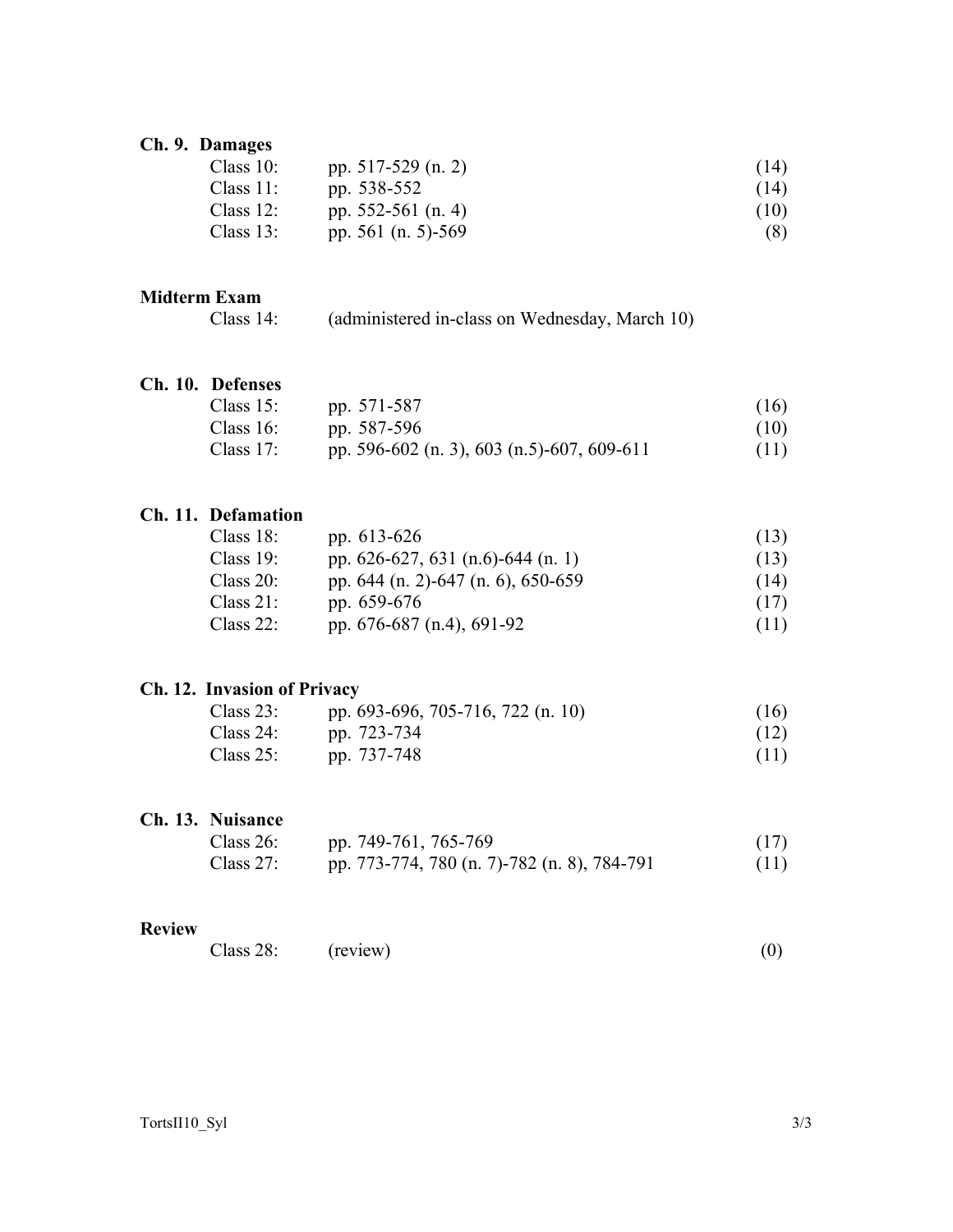**Ch. 9. Damages**

| | | |
|---|---|---|
| Class 10: | pp. 517-529 (n. 2) | (14) |
| Class 11: | pp. 538-552 | (14) |
| Class 12: | pp. 552-561 (n. 4) | (10) |
| Class 13: | pp. 561 (n. 5)-569 | (8) |

**Midterm Exam**

| | |
|---|---|
| Class 14: | (administered in-class on Wednesday, March 10) |

**Ch. 10. Defenses**

| | | |
|---|---|---|
| Class 15: | pp. 571-587 | (16) |
| Class 16: | pp. 587-596 | (10) |
| Class 17: | pp. 596-602 (n. 3), 603 (n.5)-607, 609-611 | (11) |

**Ch. 11. Defamation**

| | | |
|---|---|---|
| Class 18: | pp. 613-626 | (13) |
| Class 19: | pp. 626-627, 631 (n.6)-644 (n. 1) | (13) |
| Class 20: | pp. 644 (n. 2)-647 (n. 6), 650-659 | (14) |
| Class 21: | pp. 659-676 | (17) |
| Class 22: | pp. 676-687 (n.4), 691-92 | (11) |

**Ch. 12. Invasion of Privacy**

| | | |
|---|---|---|
| Class 23: | pp. 693-696, 705-716, 722 (n. 10) | (16) |
| Class 24: | pp. 723-734 | (12) |
| Class 25: | pp. 737-748 | (11) |

**Ch. 13. Nuisance**

| | | |
|---|---|---|
| Class 26: | pp. 749-761, 765-769 | (17) |
| Class 27: | pp. 773-774, 780 (n. 7)-782 (n. 8), 784-791 | (11) |

**Review**

| | | |
|---|---|---|
| Class 28: | (review) | (0) |